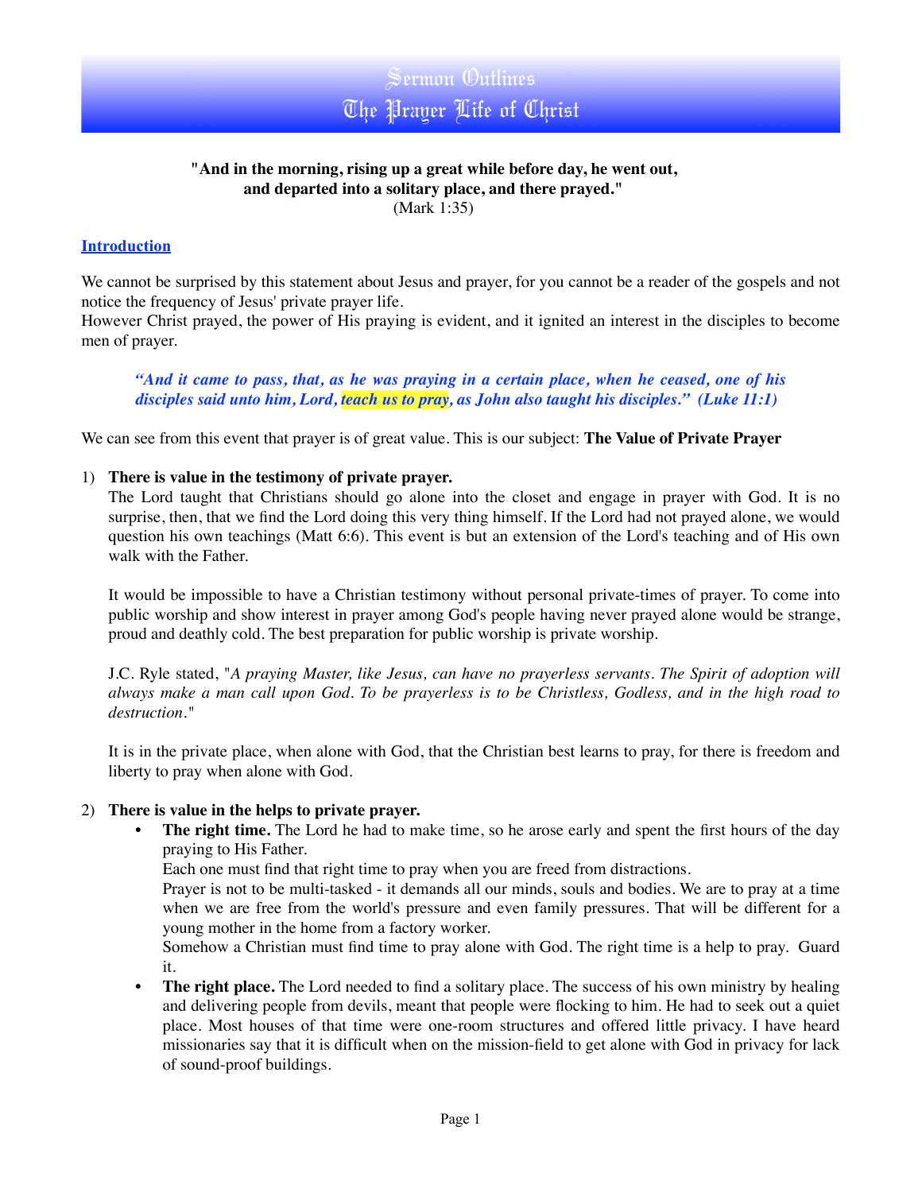# Sermon Outlines
# The Prayer Life of Christ

**"And in the morning, rising up a great while before day, he went out, and departed into a solitary place, and there prayed."**
(Mark 1:35)

## Introduction

We cannot be surprised by this statement about Jesus and prayer, for you cannot be a reader of the gospels and not notice the frequency of Jesus' private prayer life.
However Christ prayed, the power of His praying is evident, and it ignited an interest in the disciples to become men of prayer.

> ***"And it came to pass, that, as he was praying in a certain place, when he ceased, one of his disciples said unto him, Lord, teach us to pray, as John also taught his disciples." (Luke 11:1)***

We can see from this event that prayer is of great value. This is our subject: **The Value of Private Prayer**

1) **There is value in the testimony of private prayer.**
   The Lord taught that Christians should go alone into the closet and engage in prayer with God. It is no surprise, then, that we find the Lord doing this very thing himself. If the Lord had not prayed alone, we would question his own teachings (Matt 6:6). This event is but an extension of the Lord's teaching and of His own walk with the Father.

   It would be impossible to have a Christian testimony without personal private-times of prayer. To come into public worship and show interest in prayer among God's people having never prayed alone would be strange, proud and deathly cold. The best preparation for public worship is private worship.

   J.C. Ryle stated, "*A praying Master, like Jesus, can have no prayerless servants. The Spirit of adoption will always make a man call upon God. To be prayerless is to be Christless, Godless, and in the high road to destruction.*"

   It is in the private place, when alone with God, that the Christian best learns to pray, for there is freedom and liberty to pray when alone with God.

2) **There is value in the helps to private prayer.**
   - **The right time.** The Lord he had to make time, so he arose early and spent the first hours of the day praying to His Father.
     Each one must find that right time to pray when you are freed from distractions.
     Prayer is not to be multi-tasked - it demands all our minds, souls and bodies. We are to pray at a time when we are free from the world's pressure and even family pressures. That will be different for a young mother in the home from a factory worker.
     Somehow a Christian must find time to pray alone with God. The right time is a help to pray. Guard it.
   - **The right place.** The Lord needed to find a solitary place. The success of his own ministry by healing and delivering people from devils, meant that people were flocking to him. He had to seek out a quiet place. Most houses of that time were one-room structures and offered little privacy. I have heard missionaries say that it is difficult when on the mission-field to get alone with God in privacy for lack of sound-proof buildings.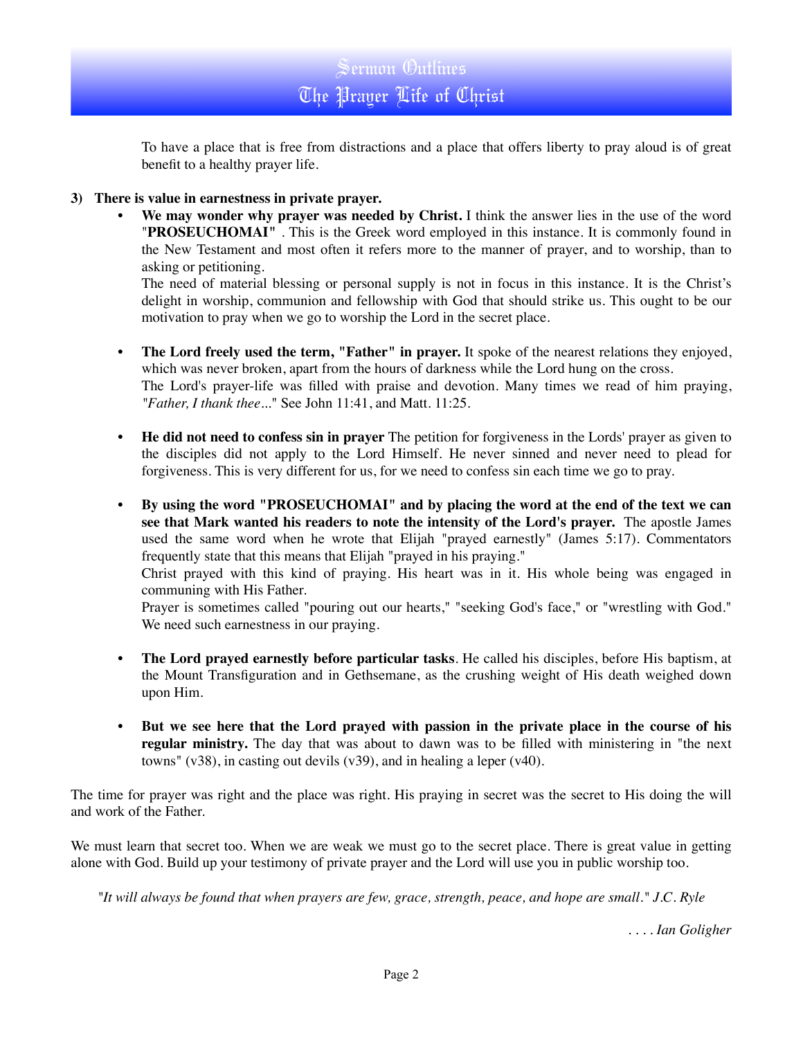To have a place that is free from distractions and a place that offers liberty to pray aloud is of great benefit to a healthy prayer life.

**3) There is value in earnestness in private prayer.**

- **We may wonder why prayer was needed by Christ.** I think the answer lies in the use of the word "**PROSEUCHOMAI**" . This is the Greek word employed in this instance. It is commonly found in the New Testament and most often it refers more to the manner of prayer, and to worship, than to asking or petitioning.
  The need of material blessing or personal supply is not in focus in this instance. It is the Christ's delight in worship, communion and fellowship with God that should strike us. This ought to be our motivation to pray when we go to worship the Lord in the secret place.

- **The Lord freely used the term, "Father" in prayer.** It spoke of the nearest relations they enjoyed, which was never broken, apart from the hours of darkness while the Lord hung on the cross.
  The Lord's prayer-life was filled with praise and devotion. Many times we read of him praying, *"Father, I thank thee..."* See John 11:41, and Matt. 11:25.

- **He did not need to confess sin in prayer** The petition for forgiveness in the Lords' prayer as given to the disciples did not apply to the Lord Himself. He never sinned and never need to plead for forgiveness. This is very different for us, for we need to confess sin each time we go to pray.

- **By using the word "PROSEUCHOMAI" and by placing the word at the end of the text we can see that Mark wanted his readers to note the intensity of the Lord's prayer.** The apostle James used the same word when he wrote that Elijah "prayed earnestly" (James 5:17). Commentators frequently state that this means that Elijah "prayed in his praying."
  Christ prayed with this kind of praying. His heart was in it. His whole being was engaged in communing with His Father.
  Prayer is sometimes called "pouring out our hearts," "seeking God's face," or "wrestling with God." We need such earnestness in our praying.

- **The Lord prayed earnestly before particular tasks**. He called his disciples, before His baptism, at the Mount Transfiguration and in Gethsemane, as the crushing weight of His death weighed down upon Him.

- **But we see here that the Lord prayed with passion in the private place in the course of his regular ministry.** The day that was about to dawn was to be filled with ministering in "the next towns" (v38), in casting out devils (v39), and in healing a leper (v40).

The time for prayer was right and the place was right. His praying in secret was the secret to His doing the will and work of the Father.

We must learn that secret too. When we are weak we must go to the secret place. There is great value in getting alone with God. Build up your testimony of private prayer and the Lord will use you in public worship too.

*"It will always be found that when prayers are few, grace, strength, peace, and hope are small." J.C. Ryle*

*. . . . Ian Goligher*